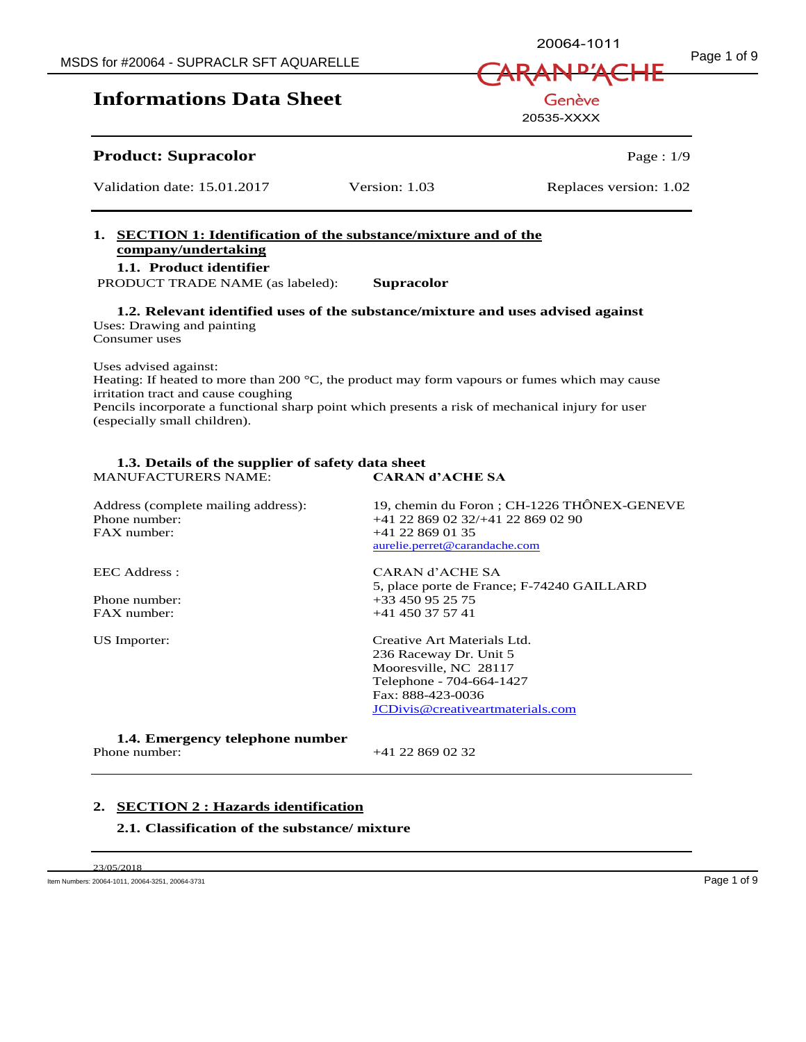# Informations Data Sheet

20064-1011

CARAN d'ACHE Genève

20535-XXXX

**Product: Supracolor**

Page : 1/9

Validation date: 15.01.2017 | Version: 1.03 | Replaces version: 1.02

## 1. SECTION 1: Identification of the substance/mixture and of the company/undertaking

### 1.1. Product identifier

PRODUCT TRADE NAME (as labeled): **Supracolor**

### 1.2. Relevant identified uses of the substance/mixture and uses advised against

Uses: Drawing and painting
Consumer uses

Uses advised against:
Heating: If heated to more than 200 °C, the product may form vapours or fumes which may cause irritation tract and cause coughing
Pencils incorporate a functional sharp point which presents a risk of mechanical injury for user (especially small children).

### 1.3. Details of the supplier of safety data sheet

MANUFACTURERS NAME: **CARAN d'ACHE SA**

Address (complete mailing address): 19, chemin du Foron ; CH-1226 THÔNEX-GENEVE
Phone number: +41 22 869 02 32/+41 22 869 02 90
FAX number: +41 22 869 01 35
aurelie.perret@carandache.com

EEC Address : CARAN d'ACHE SA
5, place porte de France; F-74240 GAILLARD
Phone number: +33 450 95 25 75
FAX number: +41 450 37 57 41

US Importer: Creative Art Materials Ltd.
236 Raceway Dr. Unit 5
Mooresville, NC 28117
Telephone - 704-664-1427
Fax: 888-423-0036
JCDivis@creativeartmaterials.com

### 1.4. Emergency telephone number

Phone number: +41 22 869 02 32

## 2. SECTION 2 : Hazards identification

### 2.1. Classification of the substance/ mixture

23/05/2018

Item Numbers: 20064-1011, 20064-3251, 20064-3731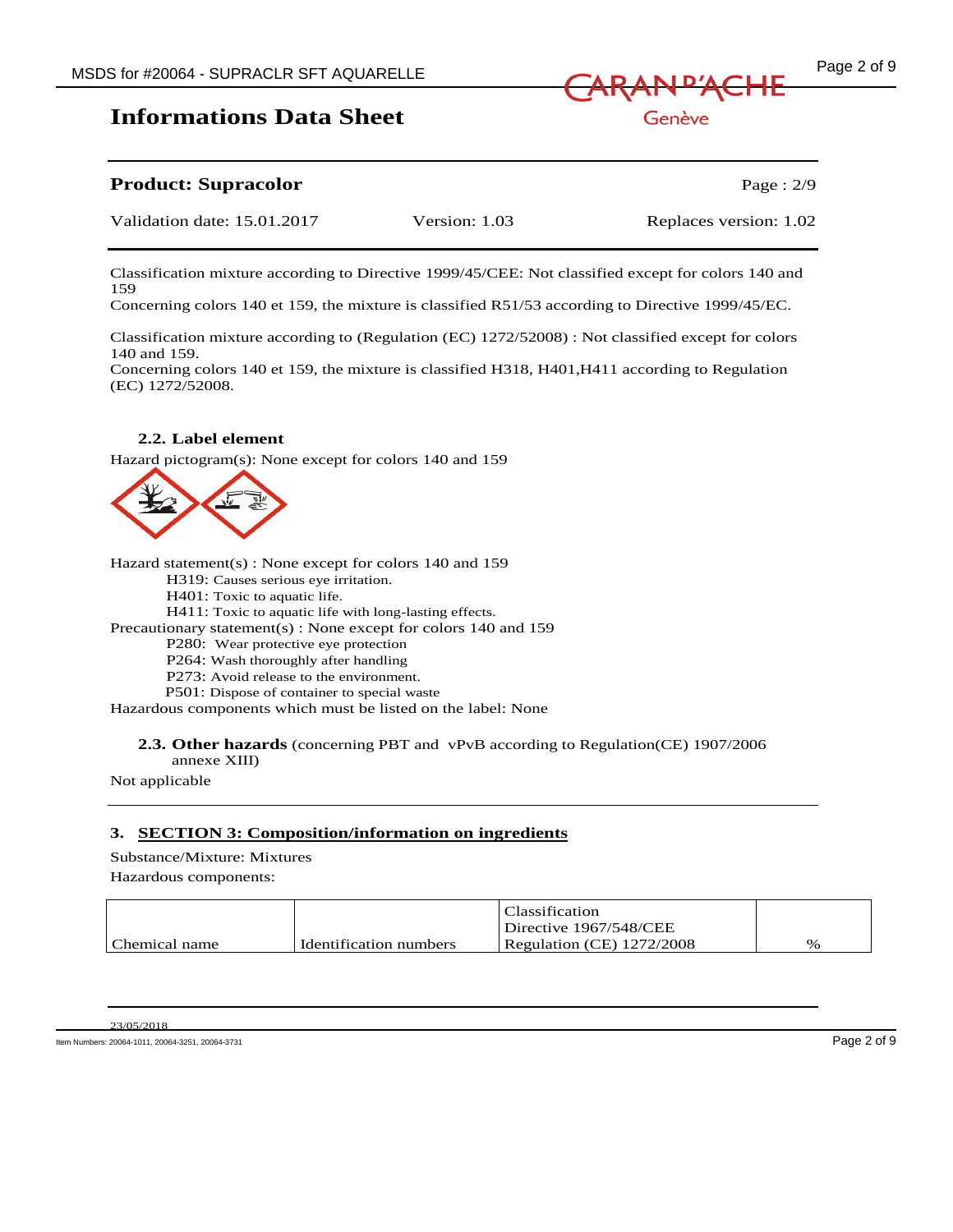Classification mixture according to Directive 1999/45/CEE: Not classified except for colors 140 and 159
Concerning colors 140 et 159, the mixture is classified R51/53 according to Directive 1999/45/EC.

Classification mixture according to (Regulation (EC) 1272/52008) : Not classified except for colors 140 and 159.
Concerning colors 140 et 159, the mixture is classified H318, H401,H411 according to Regulation (EC) 1272/52008.

### 2.2. Label element

Hazard pictogram(s): None except for colors 140 and 159

Hazard statement(s) : None except for colors 140 and 159

- H319: Causes serious eye irritation.
- H401: Toxic to aquatic life.
- H411: Toxic to aquatic life with long-lasting effects.

Precautionary statement(s) : None except for colors 140 and 159

- P280: Wear protective eye protection
- P264: Wash thoroughly after handling
- P273: Avoid release to the environment.
- P501: Dispose of container to special waste

Hazardous components which must be listed on the label: None

### 2.3. Other hazards (concerning PBT and vPvB according to Regulation(CE) 1907/2006 annexe XIII)

Not applicable

## 3. SECTION 3: Composition/information on ingredients

Substance/Mixture: Mixtures

Hazardous components:

| Chemical name | Identification numbers | Classification Directive 1967/548/CEE Regulation (CE) 1272/2008 | % |
|---|---|---|---|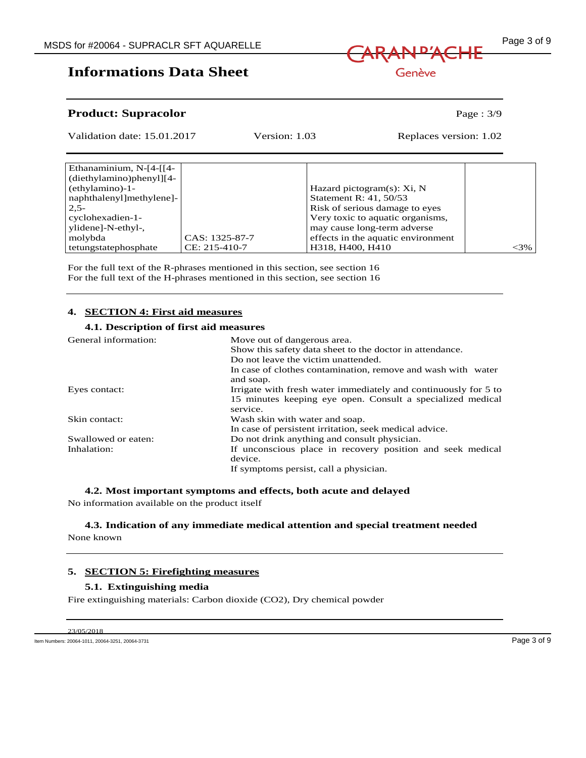| | | | |
|---|---|---|---|
| Ethanaminium, N-[4-[[4-(diethylamino)phenyl][4-(ethylamino)-1-naphthalenyl]methylene]-2,5-cyclohexadien-1-ylidene]-N-ethyl-, molybda tetungstatephosphate | CAS: 1325-87-7<br>CE: 215-410-7 | Hazard pictogram(s): Xi, N<br>Statement R: 41, 50/53<br>Risk of serious damage to eyes<br>Very toxic to aquatic organisms, may cause long-term adverse effects in the aquatic environment<br>H318, H400, H410 | <3% |

For the full text of the R-phrases mentioned in this section, see section 16
For the full text of the H-phrases mentioned in this section, see section 16

## 4. SECTION 4: First aid measures

### 4.1. Description of first aid measures

| | |
|---|---|
| General information: | Move out of dangerous area.<br>Show this safety data sheet to the doctor in attendance.<br>Do not leave the victim unattended.<br>In case of clothes contamination, remove and wash with water and soap. |
| Eyes contact: | Irrigate with fresh water immediately and continuously for 5 to 15 minutes keeping eye open. Consult a specialized medical service. |
| Skin contact: | Wash skin with water and soap.<br>In case of persistent irritation, seek medical advice. |
| Swallowed or eaten: | Do not drink anything and consult physician. |
| Inhalation: | If unconscious place in recovery position and seek medical device.<br>If symptoms persist, call a physician. |

### 4.2. Most important symptoms and effects, both acute and delayed

No information available on the product itself

### 4.3. Indication of any immediate medical attention and special treatment needed

None known

## 5. SECTION 5: Firefighting measures

### 5.1. Extinguishing media

Fire extinguishing materials: Carbon dioxide ($CO_2$), Dry chemical powder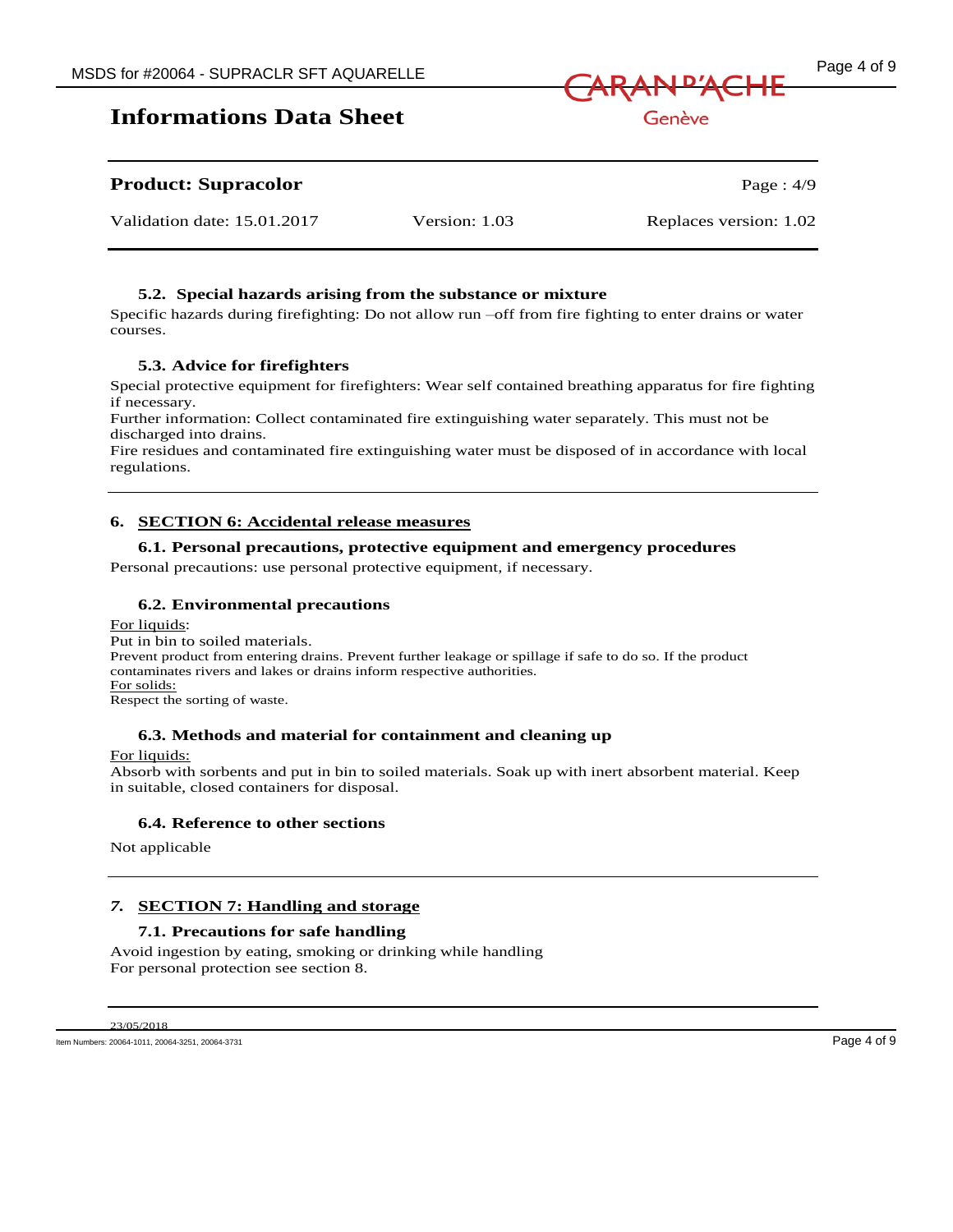#### 5.2. Special hazards arising from the substance or mixture

Specific hazards during firefighting: Do not allow run –off from fire fighting to enter drains or water courses.

#### 5.3. Advice for firefighters

Special protective equipment for firefighters: Wear self contained breathing apparatus for fire fighting if necessary.
Further information: Collect contaminated fire extinguishing water separately. This must not be discharged into drains.
Fire residues and contaminated fire extinguishing water must be disposed of in accordance with local regulations.

## 6. SECTION 6: Accidental release measures

#### 6.1. Personal precautions, protective equipment and emergency procedures

Personal precautions: use personal protective equipment, if necessary.

#### 6.2. Environmental precautions

For liquids:
Put in bin to soiled materials.
Prevent product from entering drains. Prevent further leakage or spillage if safe to do so. If the product contaminates rivers and lakes or drains inform respective authorities.
For solids:
Respect the sorting of waste.

#### 6.3. Methods and material for containment and cleaning up

For liquids:
Absorb with sorbents and put in bin to soiled materials. Soak up with inert absorbent material. Keep in suitable, closed containers for disposal.

#### 6.4. Reference to other sections

Not applicable

## 7. SECTION 7: Handling and storage

#### 7.1. Precautions for safe handling

Avoid ingestion by eating, smoking or drinking while handling
For personal protection see section 8.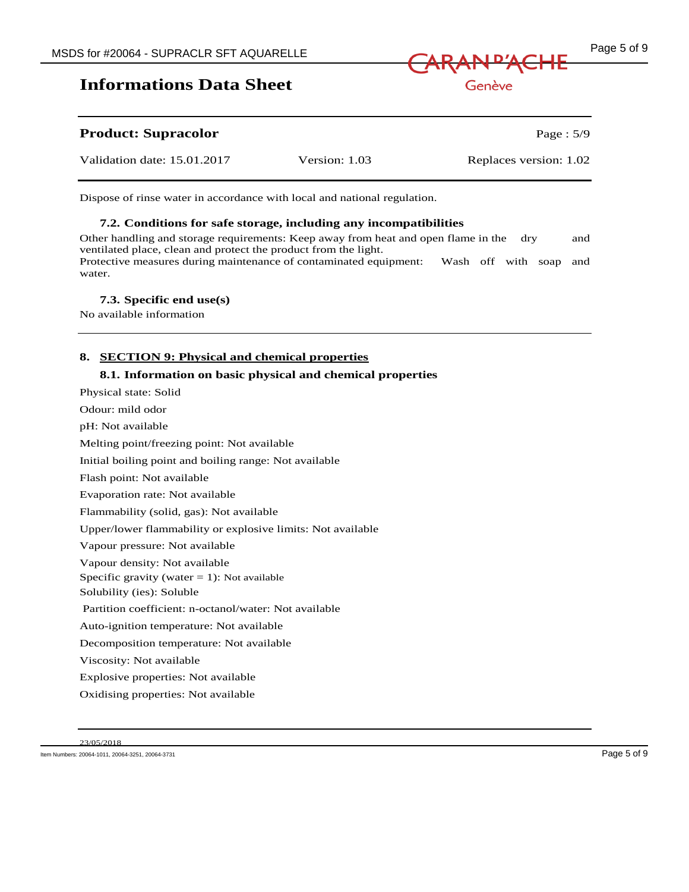Dispose of rinse water in accordance with local and national regulation.

### 7.2. Conditions for safe storage, including any incompatibilities

Other handling and storage requirements: Keep away from heat and open flame in the dry and ventilated place, clean and protect the product from the light.
Protective measures during maintenance of contaminated equipment: Wash off with soap and water.

### 7.3. Specific end use(s)

No available information

## 8. SECTION 9: Physical and chemical properties

### 8.1. Information on basic physical and chemical properties

Physical state: Solid

Odour: mild odor

pH: Not available

Melting point/freezing point: Not available

Initial boiling point and boiling range: Not available

Flash point: Not available

Evaporation rate: Not available

Flammability (solid, gas): Not available

Upper/lower flammability or explosive limits: Not available

Vapour pressure: Not available

Vapour density: Not available

Specific gravity (water = 1): Not available

Solubility (ies): Soluble

Partition coefficient: n-octanol/water: Not available

Auto-ignition temperature: Not available

Decomposition temperature: Not available

Viscosity: Not available

Explosive properties: Not available

Oxidising properties: Not available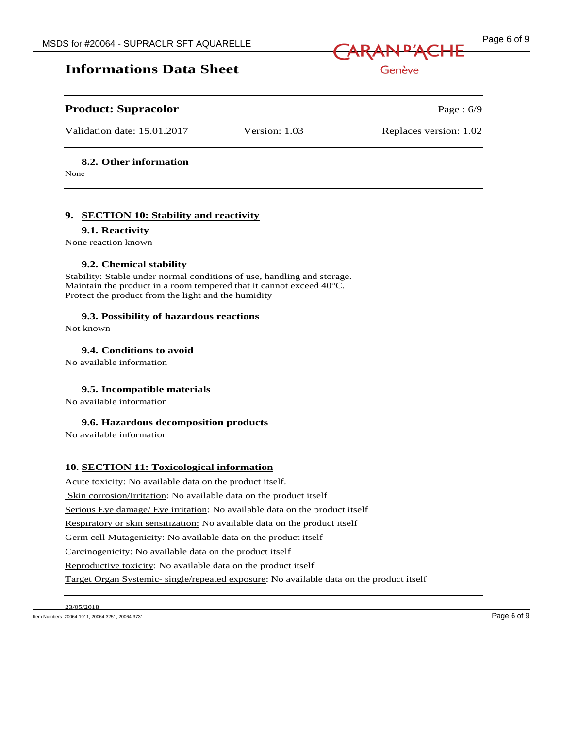### 8.2. Other information

None

## 9. SECTION 10: Stability and reactivity

### 9.1. Reactivity

None reaction known

### 9.2. Chemical stability

Stability: Stable under normal conditions of use, handling and storage.
Maintain the product in a room tempered that it cannot exceed 40°C.
Protect the product from the light and the humidity

### 9.3. Possibility of hazardous reactions

Not known

### 9.4. Conditions to avoid

No available information

### 9.5. Incompatible materials

No available information

### 9.6. Hazardous decomposition products

No available information

## 10. SECTION 11: Toxicological information

Acute toxicity: No available data on the product itself.

Skin corrosion/Irritation: No available data on the product itself

Serious Eye damage/ Eye irritation: No available data on the product itself

Respiratory or skin sensitization: No available data on the product itself

Germ cell Mutagenicity: No available data on the product itself

Carcinogenicity: No available data on the product itself

Reproductive toxicity: No available data on the product itself

Target Organ Systemic- single/repeated exposure: No available data on the product itself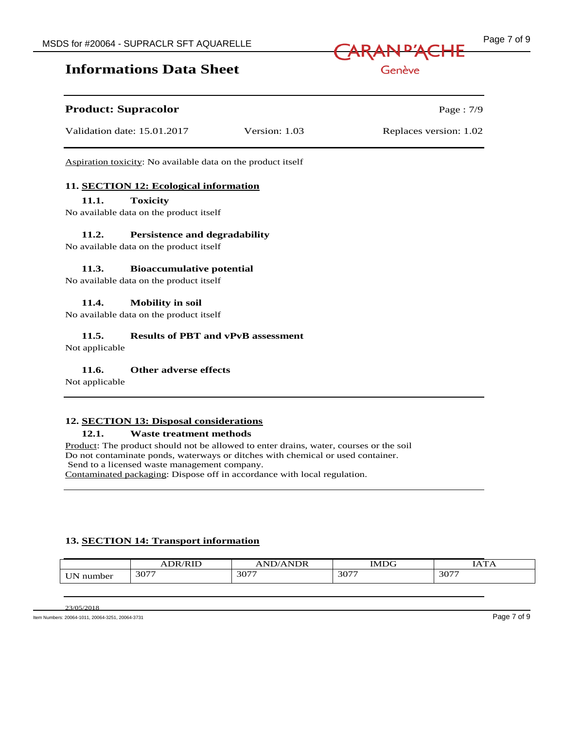Aspiration toxicity: No available data on the product itself

## 11. SECTION 12: Ecological information

### 11.1. Toxicity

No available data on the product itself

### 11.2. Persistence and degradability

No available data on the product itself

### 11.3. Bioaccumulative potential

No available data on the product itself

### 11.4. Mobility in soil

No available data on the product itself

### 11.5. Results of PBT and vPvB assessment

Not applicable

### 11.6. Other adverse effects

Not applicable

## 12. SECTION 13: Disposal considerations

### 12.1. Waste treatment methods

Product: The product should not be allowed to enter drains, water, courses or the soil
Do not contaminate ponds, waterways or ditches with chemical or used container.
Send to a licensed waste management company.
Contaminated packaging: Dispose off in accordance with local regulation.

## 13. SECTION 14: Transport information

| | ADR/RID | AND/ANDR | IMDG | IATA |
|---|---|---|---|---|
| UN number | 3077 | 3077 | 3077 | 3077 |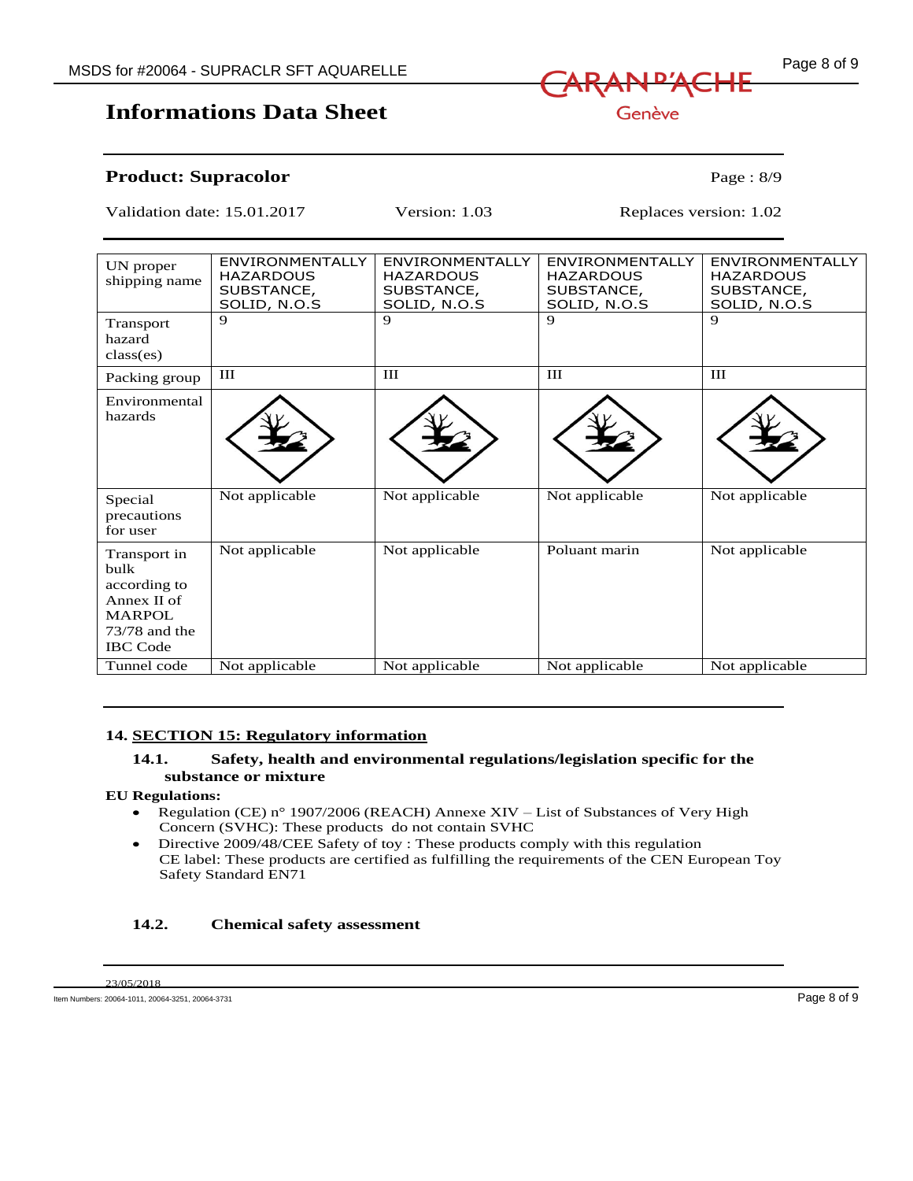**Informations Data Sheet**

**Product: Supracolor**

Validation date: 15.01.2017 Version: 1.03 Replaces version: 1.02

| UN proper shipping name | ENVIRONMENTALLY HAZARDOUS SUBSTANCE, SOLID, N.O.S | ENVIRONMENTALLY HAZARDOUS SUBSTANCE, SOLID, N.O.S | ENVIRONMENTALLY HAZARDOUS SUBSTANCE, SOLID, N.O.S | ENVIRONMENTALLY HAZARDOUS SUBSTANCE, SOLID, N.O.S |
|---|---|---|---|---|
| Transport hazard class(es) | 9 | 9 | 9 | 9 |
| Packing group | III | III | III | III |
| Environmental hazards | | | | |
| Special precautions for user | Not applicable | Not applicable | Not applicable | Not applicable |
| Transport in bulk according to Annex II of MARPOL 73/78 and the IBC Code | Not applicable | Not applicable | Poluant marin | Not applicable |
| Tunnel code | Not applicable | Not applicable | Not applicable | Not applicable |

## 14. SECTION 15: Regulatory information

### 14.1. Safety, health and environmental regulations/legislation specific for the substance or mixture

**EU Regulations:**

- Regulation (CE) n° 1907/2006 (REACH) Annexe XIV – List of Substances of Very High Concern (SVHC): These products do not contain SVHC
- Directive 2009/48/CEE Safety of toy : These products comply with this regulation
  CE label: These products are certified as fulfilling the requirements of the CEN European Toy Safety Standard EN71

### 14.2. Chemical safety assessment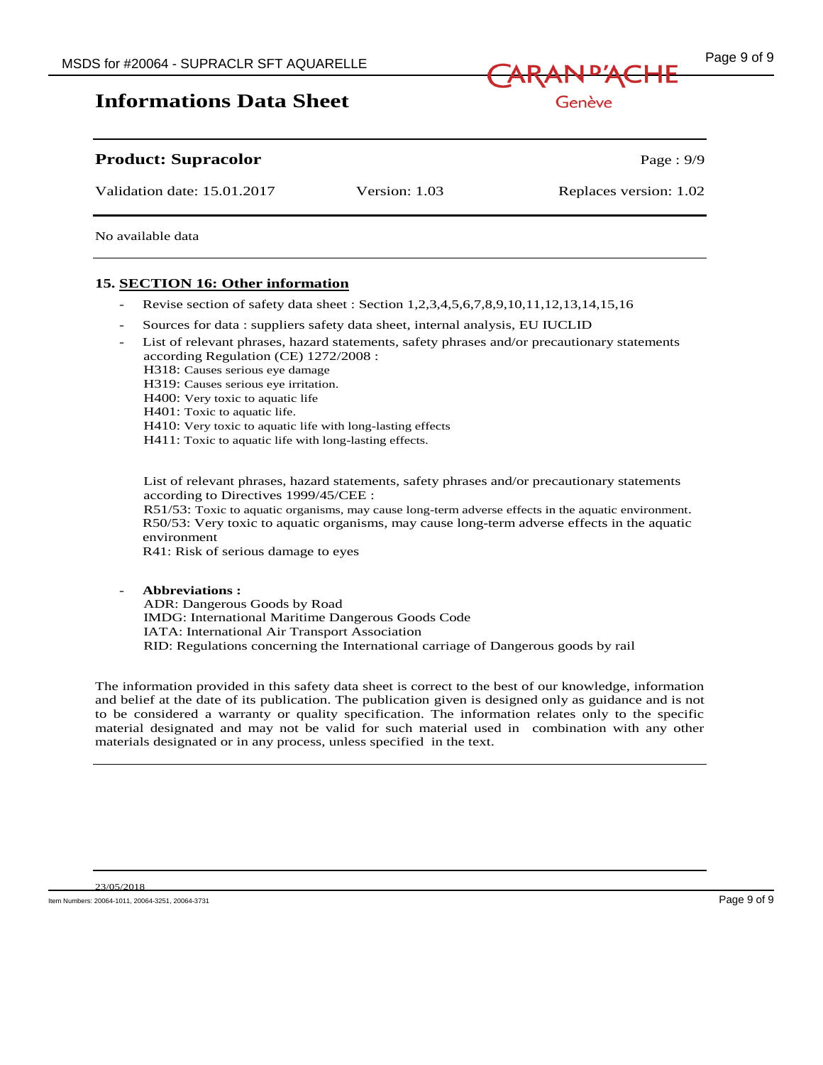No available data

## 15. SECTION 16: Other information

- Revise section of safety data sheet : Section 1,2,3,4,5,6,7,8,9,10,11,12,13,14,15,16
- Sources for data : suppliers safety data sheet, internal analysis, EU IUCLID
- List of relevant phrases, hazard statements, safety phrases and/or precautionary statements according Regulation (CE) 1272/2008 :
  H318: Causes serious eye damage
  H319: Causes serious eye irritation.
  H400: Very toxic to aquatic life
  H401: Toxic to aquatic life.
  H410: Very toxic to aquatic life with long-lasting effects
  H411: Toxic to aquatic life with long-lasting effects.

  List of relevant phrases, hazard statements, safety phrases and/or precautionary statements according to Directives 1999/45/CEE :
  R51/53: Toxic to aquatic organisms, may cause long-term adverse effects in the aquatic environment.
  R50/53: Very toxic to aquatic organisms, may cause long-term adverse effects in the aquatic environment
  R41: Risk of serious damage to eyes

- **Abbreviations :**
  ADR: Dangerous Goods by Road
  IMDG: International Maritime Dangerous Goods Code
  IATA: International Air Transport Association
  RID: Regulations concerning the International carriage of Dangerous goods by rail

The information provided in this safety data sheet is correct to the best of our knowledge, information and belief at the date of its publication. The publication given is designed only as guidance and is not to be considered a warranty or quality specification. The information relates only to the specific material designated and may not be valid for such material used in combination with any other materials designated or in any process, unless specified in the text.